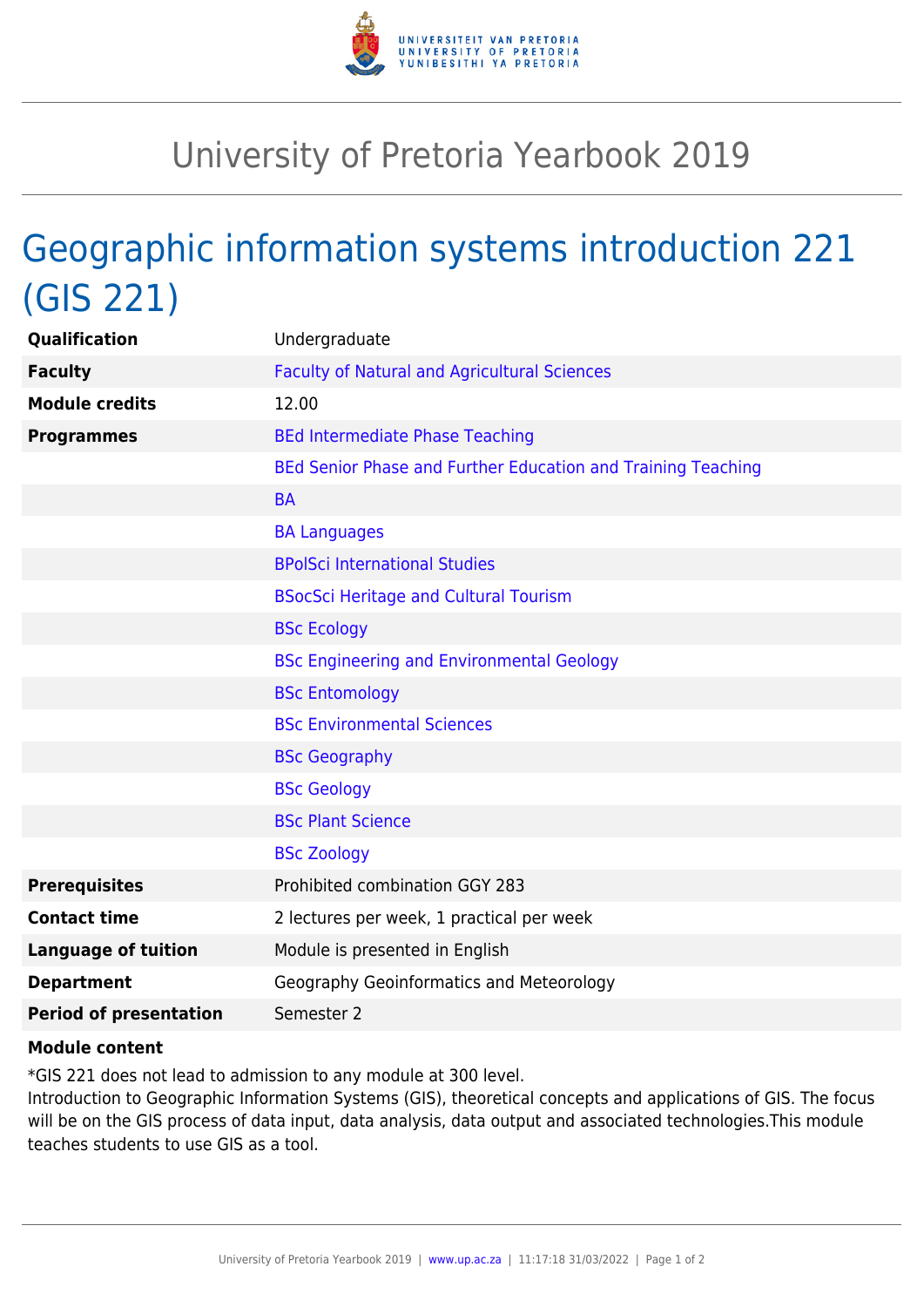# University of Pretoria Yearbook 2019

## Geographic information systems introduction 221 (GIS 221)

| | |
|---|---|
| **Qualification** | Undergraduate |
| **Faculty** | Faculty of Natural and Agricultural Sciences |
| **Module credits** | 12.00 |
| **Programmes** | BEd Intermediate Phase Teaching |
| | BEd Senior Phase and Further Education and Training Teaching |
| | BA |
| | BA Languages |
| | BPolSci International Studies |
| | BSocSci Heritage and Cultural Tourism |
| | BSc Ecology |
| | BSc Engineering and Environmental Geology |
| | BSc Entomology |
| | BSc Environmental Sciences |
| | BSc Geography |
| | BSc Geology |
| | BSc Plant Science |
| | BSc Zoology |
| **Prerequisites** | Prohibited combination GGY 283 |
| **Contact time** | 2 lectures per week, 1 practical per week |
| **Language of tuition** | Module is presented in English |
| **Department** | Geography Geoinformatics and Meteorology |
| **Period of presentation** | Semester 2 |

**Module content**

*GIS 221 does not lead to admission to any module at 300 level.
Introduction to Geographic Information Systems (GIS), theoretical concepts and applications of GIS. The focus will be on the GIS process of data input, data analysis, data output and associated technologies.This module teaches students to use GIS as a tool.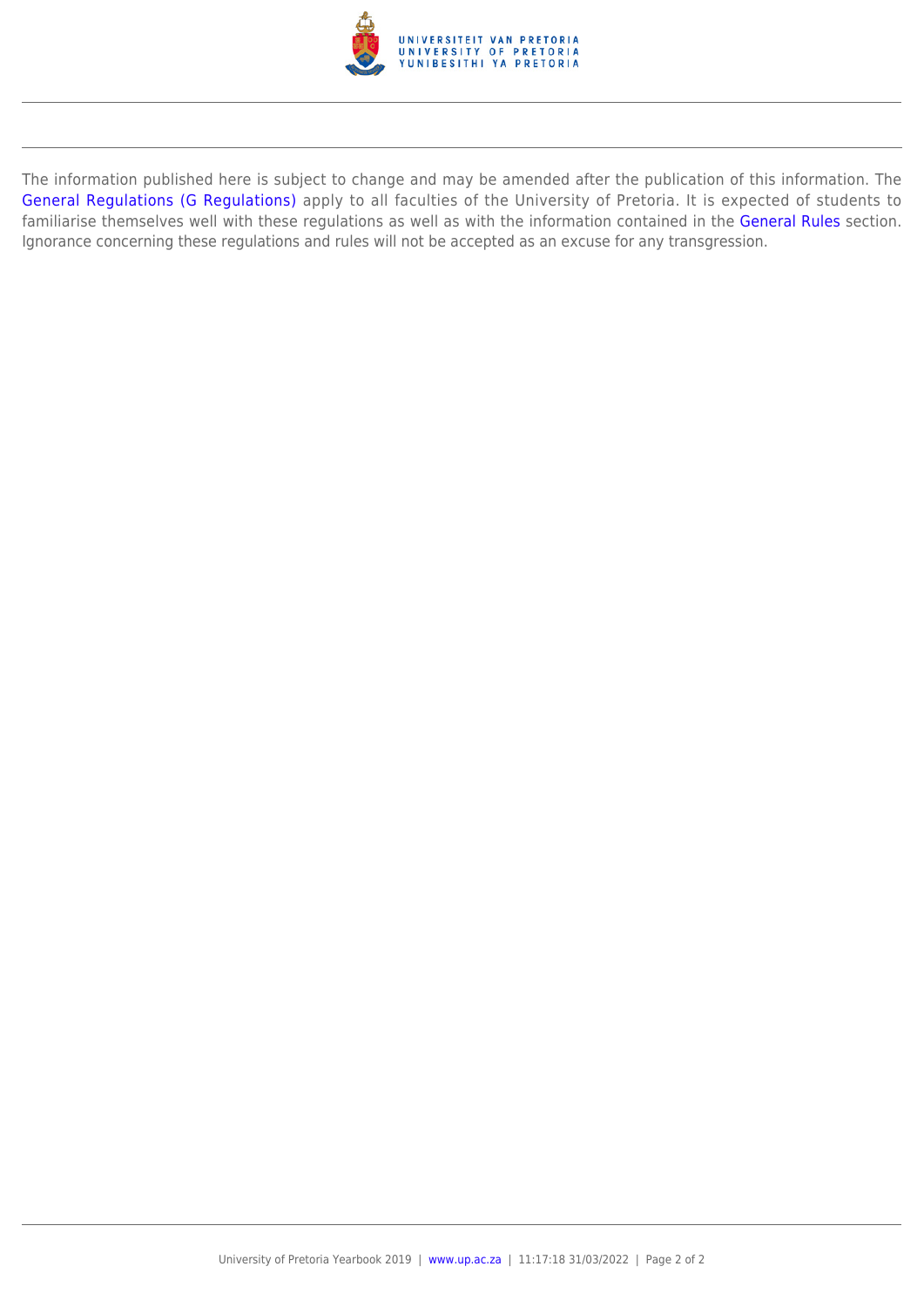The information published here is subject to change and may be amended after the publication of this information. The General Regulations (G Regulations) apply to all faculties of the University of Pretoria. It is expected of students to familiarise themselves well with these regulations as well as with the information contained in the General Rules section. Ignorance concerning these regulations and rules will not be accepted as an excuse for any transgression.